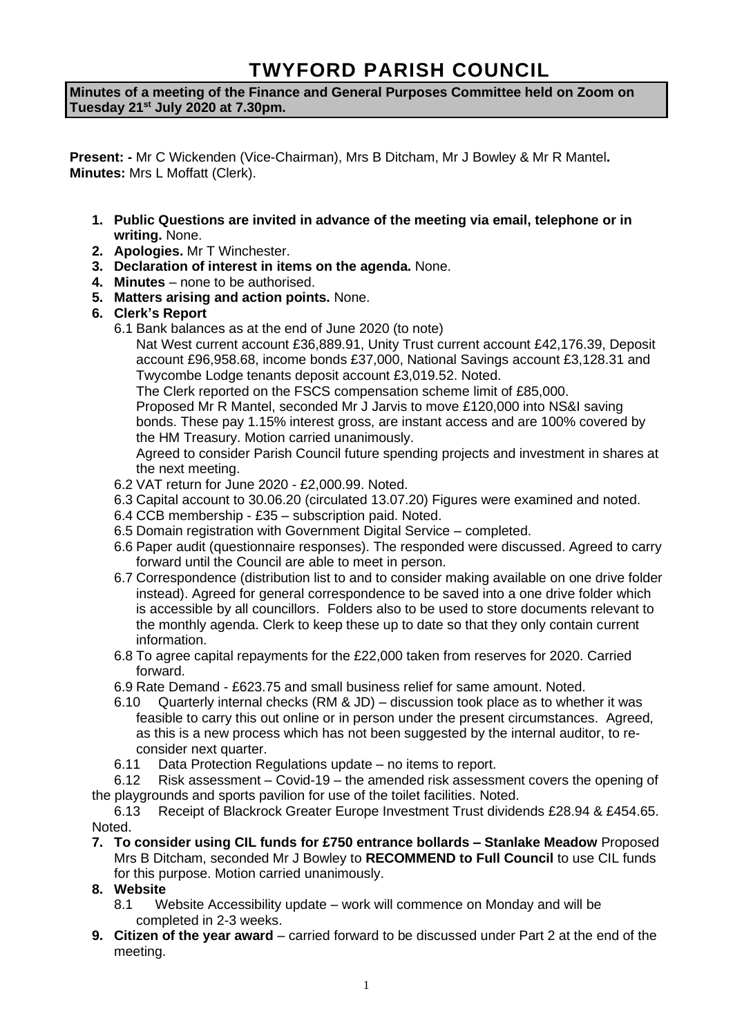# TWYFORD PARISH COUNCIL

**Minutes of a meeting of the Finance and General Purposes Committee held on Zoom on Tuesday 21st July 2020 at 7.30pm.**

**Present: -** Mr C Wickenden (Vice-Chairman), Mrs B Ditcham, Mr J Bowley & Mr R Mantel**.**
**Minutes:** Mrs L Moffatt (Clerk).

1. **Public Questions are invited in advance of the meeting via email, telephone or in writing.** None.
2. **Apologies.** Mr T Winchester.
3. **Declaration of interest in items on the agenda.** None.
4. **Minutes** – none to be authorised.
5. **Matters arising and action points.** None.
6. **Clerk's Report**
   - 6.1 Bank balances as at the end of June 2020 (to note)
     Nat West current account £36,889.91, Unity Trust current account £42,176.39, Deposit account £96,958.68, income bonds £37,000, National Savings account £3,128.31 and Twycombe Lodge tenants deposit account £3,019.52. Noted.
     The Clerk reported on the FSCS compensation scheme limit of £85,000.
     Proposed Mr R Mantel, seconded Mr J Jarvis to move £120,000 into NS&I saving bonds. These pay 1.15% interest gross, are instant access and are 100% covered by the HM Treasury. Motion carried unanimously.
     Agreed to consider Parish Council future spending projects and investment in shares at the next meeting.
   - 6.2 VAT return for June 2020 - £2,000.99. Noted.
   - 6.3 Capital account to 30.06.20 (circulated 13.07.20) Figures were examined and noted.
   - 6.4 CCB membership - £35 – subscription paid. Noted.
   - 6.5 Domain registration with Government Digital Service – completed.
   - 6.6 Paper audit (questionnaire responses). The responded were discussed. Agreed to carry forward until the Council are able to meet in person.
   - 6.7 Correspondence (distribution list to and to consider making available on one drive folder instead). Agreed for general correspondence to be saved into a one drive folder which is accessible by all councillors. Folders also to be used to store documents relevant to the monthly agenda. Clerk to keep these up to date so that they only contain current information.
   - 6.8 To agree capital repayments for the £22,000 taken from reserves for 2020. Carried forward.
   - 6.9 Rate Demand - £623.75 and small business relief for same amount. Noted.
   - 6.10 Quarterly internal checks (RM & JD) – discussion took place as to whether it was feasible to carry this out online or in person under the present circumstances. Agreed, as this is a new process which has not been suggested by the internal auditor, to re-consider next quarter.
   - 6.11 Data Protection Regulations update – no items to report.
   - 6.12 Risk assessment – Covid-19 – the amended risk assessment covers the opening of the playgrounds and sports pavilion for use of the toilet facilities. Noted.
   - 6.13 Receipt of Blackrock Greater Europe Investment Trust dividends £28.94 & £454.65. Noted.
7. **To consider using CIL funds for £750 entrance bollards – Stanlake Meadow** Proposed Mrs B Ditcham, seconded Mr J Bowley to **RECOMMEND to Full Council** to use CIL funds for this purpose. Motion carried unanimously.
8. **Website**
   - 8.1 Website Accessibility update – work will commence on Monday and will be completed in 2-3 weeks.
9. **Citizen of the year award** – carried forward to be discussed under Part 2 at the end of the meeting.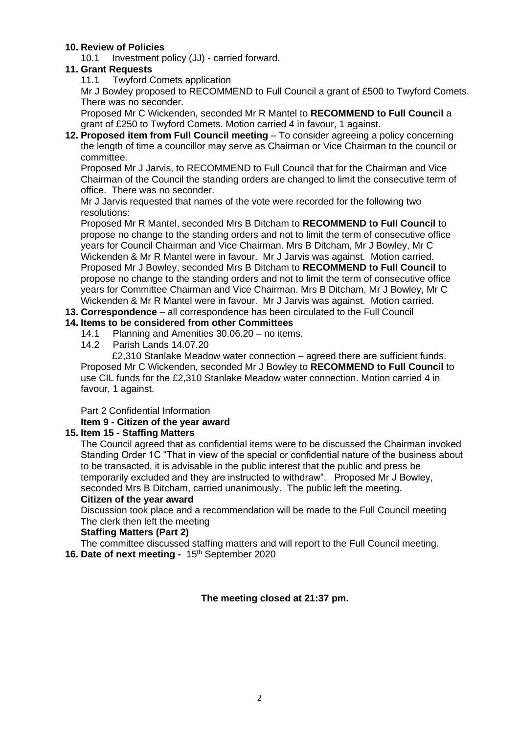**10. Review of Policies**

10.1 Investment policy (JJ) - carried forward.

**11. Grant Requests**

11.1 Twyford Comets application

Mr J Bowley proposed to RECOMMEND to Full Council a grant of £500 to Twyford Comets. There was no seconder.

Proposed Mr C Wickenden, seconded Mr R Mantel to **RECOMMEND to Full Council** a grant of £250 to Twyford Comets. Motion carried 4 in favour, 1 against.

**12. Proposed item from Full Council meeting** – To consider agreeing a policy concerning the length of time a councillor may serve as Chairman or Vice Chairman to the council or committee.

Proposed Mr J Jarvis, to RECOMMEND to Full Council that for the Chairman and Vice Chairman of the Council the standing orders are changed to limit the consecutive term of office. There was no seconder.

Mr J Jarvis requested that names of the vote were recorded for the following two resolutions:

Proposed Mr R Mantel, seconded Mrs B Ditcham to **RECOMMEND to Full Council** to propose no change to the standing orders and not to limit the term of consecutive office years for Council Chairman and Vice Chairman. Mrs B Ditcham, Mr J Bowley, Mr C Wickenden & Mr R Mantel were in favour. Mr J Jarvis was against. Motion carried.

Proposed Mr J Bowley, seconded Mrs B Ditcham to **RECOMMEND to Full Council** to propose no change to the standing orders and not to limit the term of consecutive office years for Committee Chairman and Vice Chairman. Mrs B Ditcham, Mr J Bowley, Mr C Wickenden & Mr R Mantel were in favour. Mr J Jarvis was against. Motion carried.

**13. Correspondence** – all correspondence has been circulated to the Full Council

**14. Items to be considered from other Committees**

14.1 Planning and Amenities 30.06.20 – no items.

14.2 Parish Lands 14.07.20

£2,310 Stanlake Meadow water connection – agreed there are sufficient funds.

Proposed Mr C Wickenden, seconded Mr J Bowley to **RECOMMEND to Full Council** to use CIL funds for the £2,310 Stanlake Meadow water connection. Motion carried 4 in favour, 1 against.

Part 2 Confidential Information

**Item 9 - Citizen of the year award**

**15. Item 15 - Staffing Matters**

The Council agreed that as confidential items were to be discussed the Chairman invoked Standing Order 1C "That in view of the special or confidential nature of the business about to be transacted, it is advisable in the public interest that the public and press be temporarily excluded and they are instructed to withdraw". Proposed Mr J Bowley, seconded Mrs B Ditcham, carried unanimously. The public left the meeting.

**Citizen of the year award**

Discussion took place and a recommendation will be made to the Full Council meeting

The clerk then left the meeting

**Staffing Matters (Part 2)**

The committee discussed staffing matters and will report to the Full Council meeting.

**16. Date of next meeting -** 15th September 2020

**The meeting closed at 21:37 pm.**